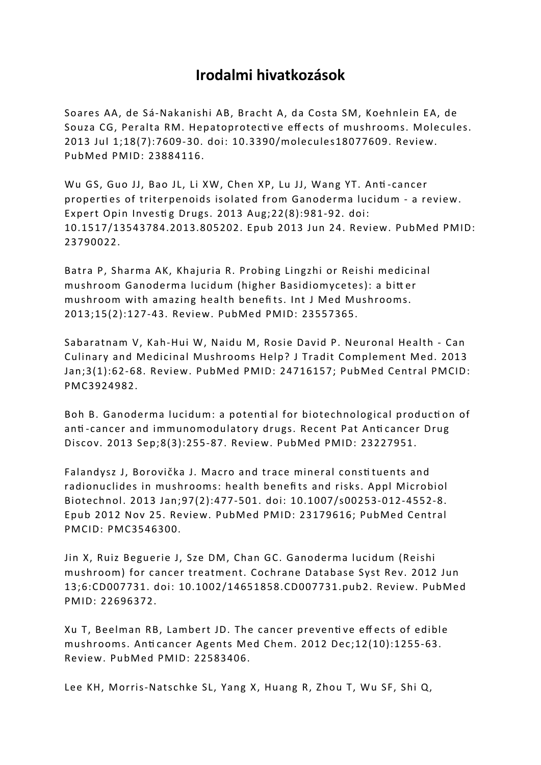# Irodalmi hivatkozások

Soares AA, de Sá-Nakanishi AB, Bracht A, da Costa SM, Koehnlein EA, de Souza CG, Peralta RM. Hepatoprotective effects of mushrooms. Molecules. 2013 Jul 1;18(7):7609-30. doi: 10.3390/molecules18077609. Review. PubMed PMID: 23884116.

Wu GS, Guo JJ, Bao JL, Li XW, Chen XP, Lu JJ, Wang YT. Anti-cancer properties of triterpenoids isolated from Ganoderma lucidum - a review. Expert Opin Investig Drugs. 2013 Aug;22(8):981-92. doi: 10.1517/13543784.2013.805202. Epub 2013 Jun 24. Review. PubMed PMID: 23790022.

Batra P, Sharma AK, Khajuria R. Probing Lingzhi or Reishi medicinal mushroom Ganoderma lucidum (higher Basidiomycetes): a bitter mushroom with amazing health benefits. Int J Med Mushrooms. 2013;15(2):127-43. Review. PubMed PMID: 23557365.

Sabaratnam V, Kah-Hui W, Naidu M, Rosie David P. Neuronal Health - Can Culinary and Medicinal Mushrooms Help? J Tradit Complement Med. 2013 Jan;3(1):62-68. Review. PubMed PMID: 24716157; PubMed Central PMCID: PMC3924982.

Boh B. Ganoderma lucidum: a potential for biotechnological production of anti-cancer and immunomodulatory drugs. Recent Pat Anticancer Drug Discov. 2013 Sep;8(3):255-87. Review. PubMed PMID: 23227951.

Falandysz J, Borovička J. Macro and trace mineral constituents and radionuclides in mushrooms: health benefits and risks. Appl Microbiol Biotechnol. 2013 Jan;97(2):477-501. doi: 10.1007/s00253-012-4552-8. Epub 2012 Nov 25. Review. PubMed PMID: 23179616; PubMed Central PMCID: PMC3546300.

Jin X, Ruiz Beguerie J, Sze DM, Chan GC. Ganoderma lucidum (Reishi mushroom) for cancer treatment. Cochrane Database Syst Rev. 2012 Jun 13;6:CD007731. doi: 10.1002/14651858.CD007731.pub2. Review. PubMed PMID: 22696372.

Xu T, Beelman RB, Lambert JD. The cancer preventive effects of edible mushrooms. Anticancer Agents Med Chem. 2012 Dec;12(10):1255-63. Review. PubMed PMID: 22583406.

Lee KH, Morris-Natschke SL, Yang X, Huang R, Zhou T, Wu SF, Shi Q,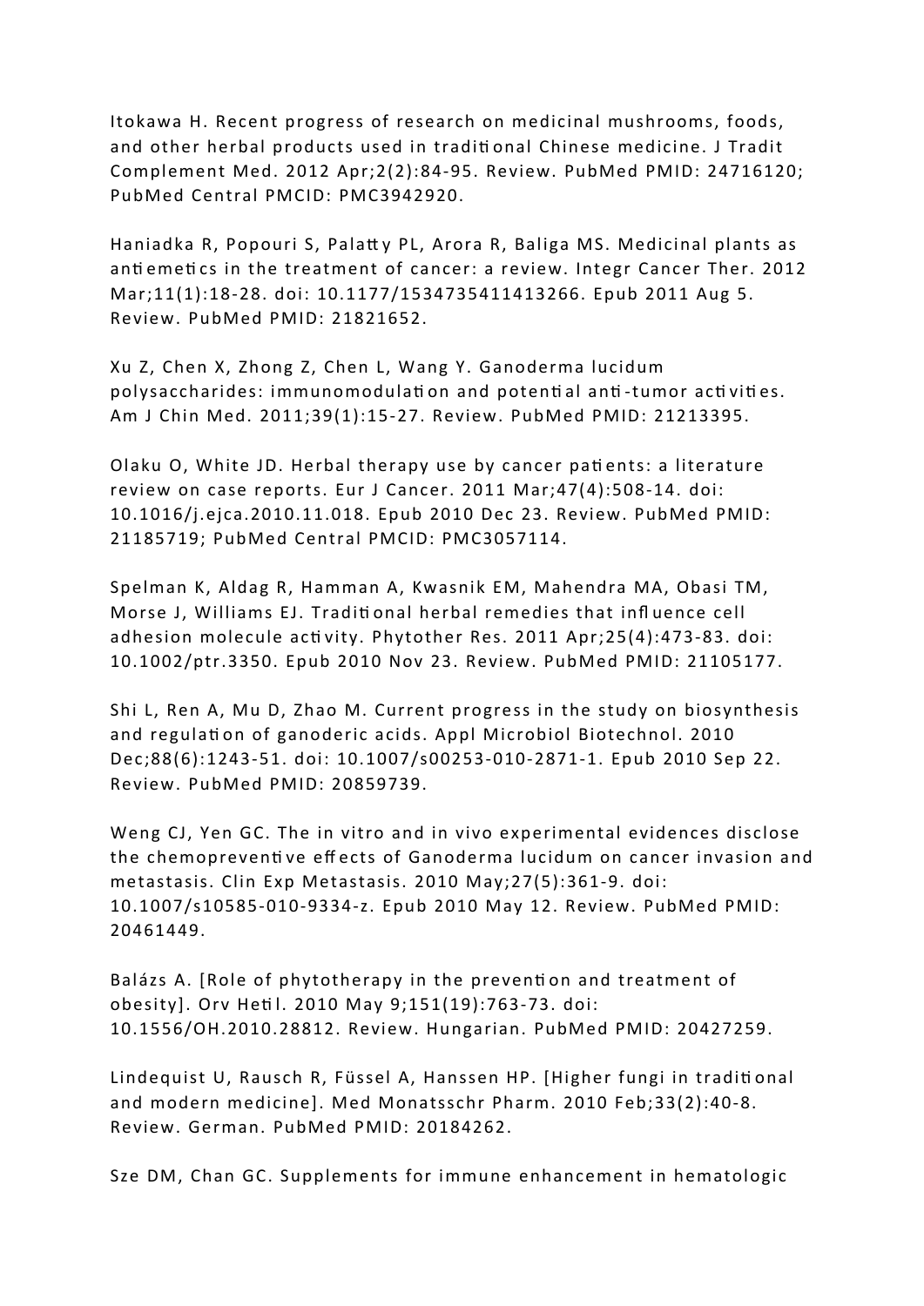Itokawa H. Recent progress of research on medicinal mushrooms, foods, and other herbal products used in traditional Chinese medicine. J Tradit Complement Med. 2012 Apr;2(2):84-95. Review. PubMed PMID: 24716120; PubMed Central PMCID: PMC3942920.

Haniadka R, Popouri S, Palatty PL, Arora R, Baliga MS. Medicinal plants as antiemetics in the treatment of cancer: a review. Integr Cancer Ther. 2012 Mar;11(1):18-28. doi: 10.1177/1534735411413266. Epub 2011 Aug 5. Review. PubMed PMID: 21821652.

Xu Z, Chen X, Zhong Z, Chen L, Wang Y. Ganoderma lucidum polysaccharides: immunomodulation and potential anti-tumor activities. Am J Chin Med. 2011;39(1):15-27. Review. PubMed PMID: 21213395.

Olaku O, White JD. Herbal therapy use by cancer patients: a literature review on case reports. Eur J Cancer. 2011 Mar;47(4):508-14. doi: 10.1016/j.ejca.2010.11.018. Epub 2010 Dec 23. Review. PubMed PMID: 21185719; PubMed Central PMCID: PMC3057114.

Spelman K, Aldag R, Hamman A, Kwasnik EM, Mahendra MA, Obasi TM, Morse J, Williams EJ. Traditional herbal remedies that influence cell adhesion molecule activity. Phytother Res. 2011 Apr;25(4):473-83. doi: 10.1002/ptr.3350. Epub 2010 Nov 23. Review. PubMed PMID: 21105177.

Shi L, Ren A, Mu D, Zhao M. Current progress in the study on biosynthesis and regulation of ganoderic acids. Appl Microbiol Biotechnol. 2010 Dec;88(6):1243-51. doi: 10.1007/s00253-010-2871-1. Epub 2010 Sep 22. Review. PubMed PMID: 20859739.

Weng CJ, Yen GC. The in vitro and in vivo experimental evidences disclose the chemopreventive effects of Ganoderma lucidum on cancer invasion and metastasis. Clin Exp Metastasis. 2010 May;27(5):361-9. doi: 10.1007/s10585-010-9334-z. Epub 2010 May 12. Review. PubMed PMID: 20461449.

Balázs A. [Role of phytotherapy in the prevention and treatment of obesity]. Orv Hetil. 2010 May 9;151(19):763-73. doi: 10.1556/OH.2010.28812. Review. Hungarian. PubMed PMID: 20427259.

Lindequist U, Rausch R, Füssel A, Hanssen HP. [Higher fungi in traditional and modern medicine]. Med Monatsschr Pharm. 2010 Feb;33(2):40-8. Review. German. PubMed PMID: 20184262.

Sze DM, Chan GC. Supplements for immune enhancement in hematologic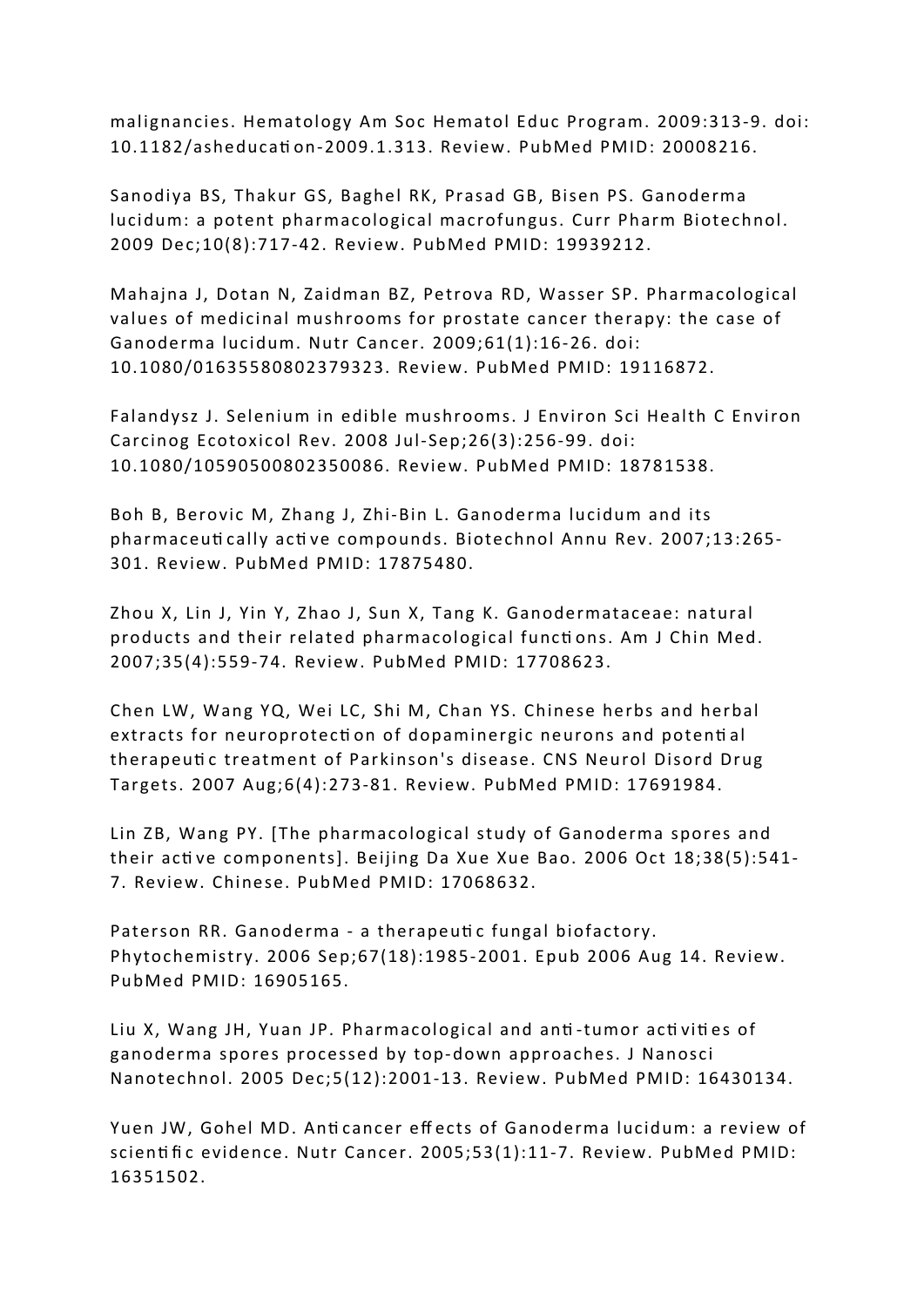malignancies. Hematology Am Soc Hematol Educ Program. 2009:313-9. doi: 10.1182/asheducation-2009.1.313. Review. PubMed PMID: 20008216.

Sanodiya BS, Thakur GS, Baghel RK, Prasad GB, Bisen PS. Ganoderma lucidum: a potent pharmacological macrofungus. Curr Pharm Biotechnol. 2009 Dec;10(8):717-42. Review. PubMed PMID: 19939212.

Mahajna J, Dotan N, Zaidman BZ, Petrova RD, Wasser SP. Pharmacological values of medicinal mushrooms for prostate cancer therapy: the case of Ganoderma lucidum. Nutr Cancer. 2009;61(1):16-26. doi: 10.1080/01635580802379323. Review. PubMed PMID: 19116872.

Falandysz J. Selenium in edible mushrooms. J Environ Sci Health C Environ Carcinog Ecotoxicol Rev. 2008 Jul-Sep;26(3):256-99. doi: 10.1080/10590500802350086. Review. PubMed PMID: 18781538.

Boh B, Berovic M, Zhang J, Zhi-Bin L. Ganoderma lucidum and its pharmaceutically active compounds. Biotechnol Annu Rev. 2007;13:265-301. Review. PubMed PMID: 17875480.

Zhou X, Lin J, Yin Y, Zhao J, Sun X, Tang K. Ganodermataceae: natural products and their related pharmacological functions. Am J Chin Med. 2007;35(4):559-74. Review. PubMed PMID: 17708623.

Chen LW, Wang YQ, Wei LC, Shi M, Chan YS. Chinese herbs and herbal extracts for neuroprotection of dopaminergic neurons and potential therapeutic treatment of Parkinson's disease. CNS Neurol Disord Drug Targets. 2007 Aug;6(4):273-81. Review. PubMed PMID: 17691984.

Lin ZB, Wang PY. [The pharmacological study of Ganoderma spores and their active components]. Beijing Da Xue Xue Bao. 2006 Oct 18;38(5):541-7. Review. Chinese. PubMed PMID: 17068632.

Paterson RR. Ganoderma - a therapeutic fungal biofactory. Phytochemistry. 2006 Sep;67(18):1985-2001. Epub 2006 Aug 14. Review. PubMed PMID: 16905165.

Liu X, Wang JH, Yuan JP. Pharmacological and anti-tumor activities of ganoderma spores processed by top-down approaches. J Nanosci Nanotechnol. 2005 Dec;5(12):2001-13. Review. PubMed PMID: 16430134.

Yuen JW, Gohel MD. Anticancer effects of Ganoderma lucidum: a review of scientific evidence. Nutr Cancer. 2005;53(1):11-7. Review. PubMed PMID: 16351502.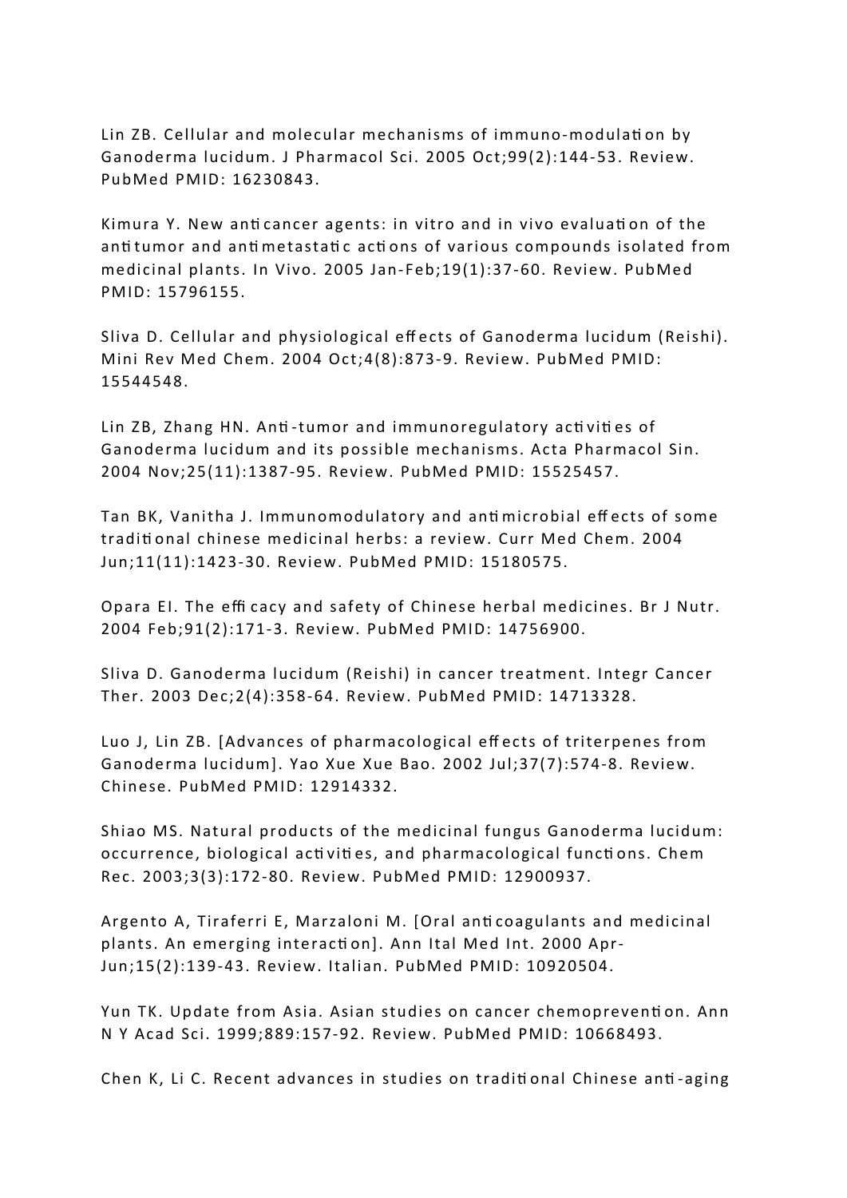Lin ZB. Cellular and molecular mechanisms of immuno-modulation by Ganoderma lucidum. J Pharmacol Sci. 2005 Oct;99(2):144-53. Review. PubMed PMID: 16230843.

Kimura Y. New anticancer agents: in vitro and in vivo evaluation of the antitumor and antimetastatic actions of various compounds isolated from medicinal plants. In Vivo. 2005 Jan-Feb;19(1):37-60. Review. PubMed PMID: 15796155.

Sliva D. Cellular and physiological effects of Ganoderma lucidum (Reishi). Mini Rev Med Chem. 2004 Oct;4(8):873-9. Review. PubMed PMID: 15544548.

Lin ZB, Zhang HN. Anti-tumor and immunoregulatory activities of Ganoderma lucidum and its possible mechanisms. Acta Pharmacol Sin. 2004 Nov;25(11):1387-95. Review. PubMed PMID: 15525457.

Tan BK, Vanitha J. Immunomodulatory and antimicrobial effects of some traditional chinese medicinal herbs: a review. Curr Med Chem. 2004 Jun;11(11):1423-30. Review. PubMed PMID: 15180575.

Opara EI. The efficacy and safety of Chinese herbal medicines. Br J Nutr. 2004 Feb;91(2):171-3. Review. PubMed PMID: 14756900.

Sliva D. Ganoderma lucidum (Reishi) in cancer treatment. Integr Cancer Ther. 2003 Dec;2(4):358-64. Review. PubMed PMID: 14713328.

Luo J, Lin ZB. [Advances of pharmacological effects of triterpenes from Ganoderma lucidum]. Yao Xue Xue Bao. 2002 Jul;37(7):574-8. Review. Chinese. PubMed PMID: 12914332.

Shiao MS. Natural products of the medicinal fungus Ganoderma lucidum: occurrence, biological activities, and pharmacological functions. Chem Rec. 2003;3(3):172-80. Review. PubMed PMID: 12900937.

Argento A, Tiraferri E, Marzaloni M. [Oral anticoagulants and medicinal plants. An emerging interaction]. Ann Ital Med Int. 2000 Apr-Jun;15(2):139-43. Review. Italian. PubMed PMID: 10920504.

Yun TK. Update from Asia. Asian studies on cancer chemoprevention. Ann N Y Acad Sci. 1999;889:157-92. Review. PubMed PMID: 10668493.

Chen K, Li C. Recent advances in studies on traditional Chinese anti-aging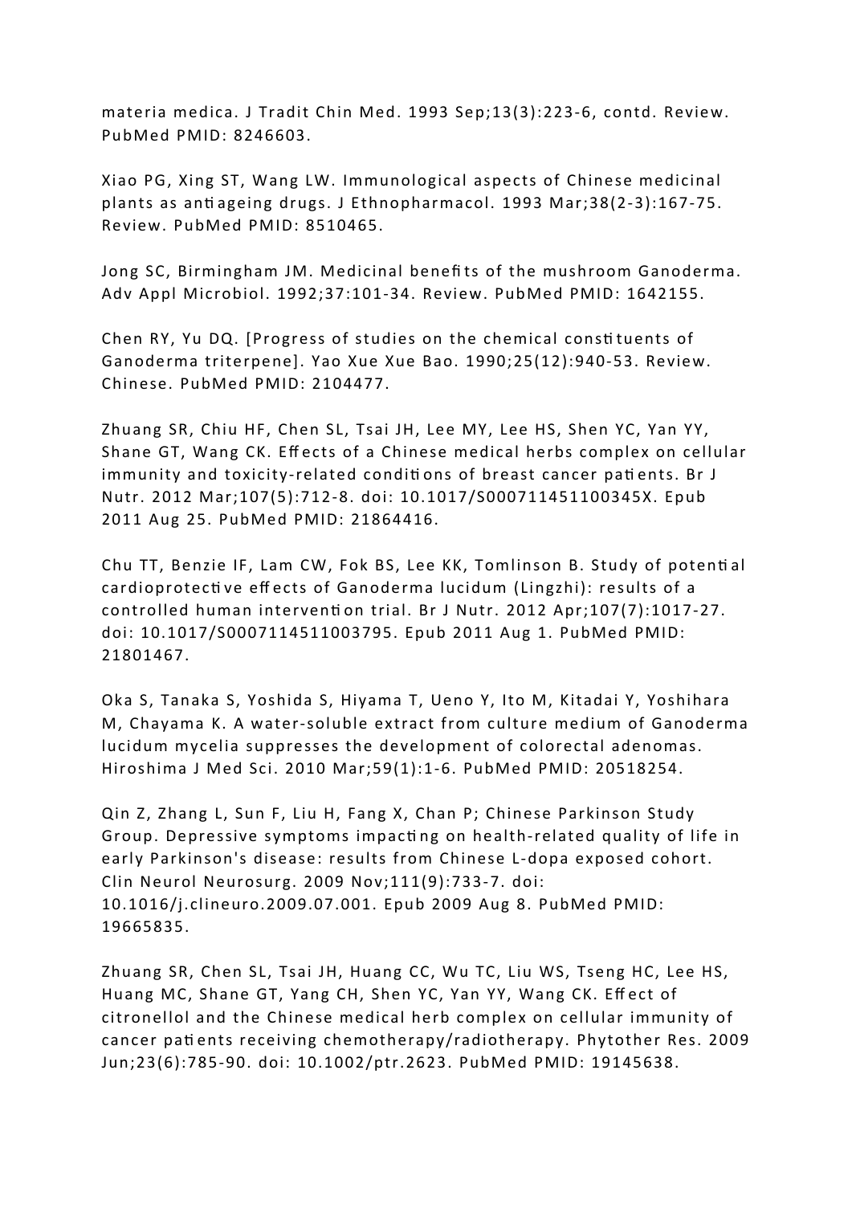materia medica. J Tradit Chin Med. 1993 Sep;13(3):223-6, contd. Review. PubMed PMID: 8246603.

Xiao PG, Xing ST, Wang LW. Immunological aspects of Chinese medicinal plants as antiageing drugs. J Ethnopharmacol. 1993 Mar;38(2-3):167-75. Review. PubMed PMID: 8510465.

Jong SC, Birmingham JM. Medicinal benefits of the mushroom Ganoderma. Adv Appl Microbiol. 1992;37:101-34. Review. PubMed PMID: 1642155.

Chen RY, Yu DQ. [Progress of studies on the chemical constituents of Ganoderma triterpene]. Yao Xue Xue Bao. 1990;25(12):940-53. Review. Chinese. PubMed PMID: 2104477.

Zhuang SR, Chiu HF, Chen SL, Tsai JH, Lee MY, Lee HS, Shen YC, Yan YY, Shane GT, Wang CK. Effects of a Chinese medical herbs complex on cellular immunity and toxicity-related conditions of breast cancer patients. Br J Nutr. 2012 Mar;107(5):712-8. doi: 10.1017/S000711451100345X. Epub 2011 Aug 25. PubMed PMID: 21864416.

Chu TT, Benzie IF, Lam CW, Fok BS, Lee KK, Tomlinson B. Study of potential cardioprotective effects of Ganoderma lucidum (Lingzhi): results of a controlled human intervention trial. Br J Nutr. 2012 Apr;107(7):1017-27. doi: 10.1017/S0007114511003795. Epub 2011 Aug 1. PubMed PMID: 21801467.

Oka S, Tanaka S, Yoshida S, Hiyama T, Ueno Y, Ito M, Kitadai Y, Yoshihara M, Chayama K. A water-soluble extract from culture medium of Ganoderma lucidum mycelia suppresses the development of colorectal adenomas. Hiroshima J Med Sci. 2010 Mar;59(1):1-6. PubMed PMID: 20518254.

Qin Z, Zhang L, Sun F, Liu H, Fang X, Chan P; Chinese Parkinson Study Group. Depressive symptoms impacting on health-related quality of life in early Parkinson's disease: results from Chinese L-dopa exposed cohort. Clin Neurol Neurosurg. 2009 Nov;111(9):733-7. doi: 10.1016/j.clineuro.2009.07.001. Epub 2009 Aug 8. PubMed PMID: 19665835.

Zhuang SR, Chen SL, Tsai JH, Huang CC, Wu TC, Liu WS, Tseng HC, Lee HS, Huang MC, Shane GT, Yang CH, Shen YC, Yan YY, Wang CK. Effect of citronellol and the Chinese medical herb complex on cellular immunity of cancer patients receiving chemotherapy/radiotherapy. Phytother Res. 2009 Jun;23(6):785-90. doi: 10.1002/ptr.2623. PubMed PMID: 19145638.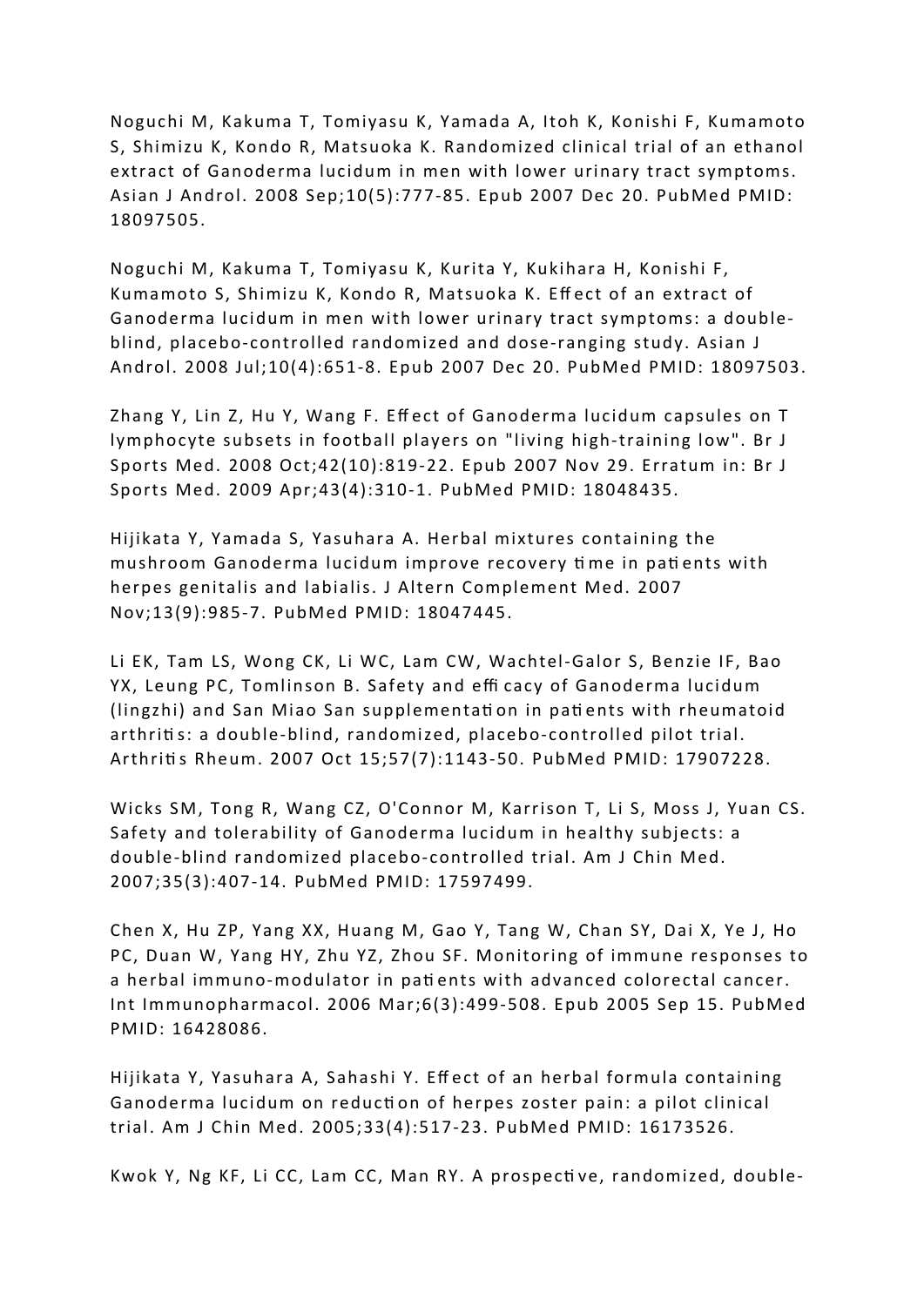Noguchi M, Kakuma T, Tomiyasu K, Yamada A, Itoh K, Konishi F, Kumamoto S, Shimizu K, Kondo R, Matsuoka K. Randomized clinical trial of an ethanol extract of Ganoderma lucidum in men with lower urinary tract symptoms. Asian J Androl. 2008 Sep;10(5):777-85. Epub 2007 Dec 20. PubMed PMID: 18097505.

Noguchi M, Kakuma T, Tomiyasu K, Kurita Y, Kukihara H, Konishi F, Kumamoto S, Shimizu K, Kondo R, Matsuoka K. Effect of an extract of Ganoderma lucidum in men with lower urinary tract symptoms: a double-blind, placebo-controlled randomized and dose-ranging study. Asian J Androl. 2008 Jul;10(4):651-8. Epub 2007 Dec 20. PubMed PMID: 18097503.

Zhang Y, Lin Z, Hu Y, Wang F. Effect of Ganoderma lucidum capsules on T lymphocyte subsets in football players on "living high-training low". Br J Sports Med. 2008 Oct;42(10):819-22. Epub 2007 Nov 29. Erratum in: Br J Sports Med. 2009 Apr;43(4):310-1. PubMed PMID: 18048435.

Hijikata Y, Yamada S, Yasuhara A. Herbal mixtures containing the mushroom Ganoderma lucidum improve recovery time in patients with herpes genitalis and labialis. J Altern Complement Med. 2007 Nov;13(9):985-7. PubMed PMID: 18047445.

Li EK, Tam LS, Wong CK, Li WC, Lam CW, Wachtel-Galor S, Benzie IF, Bao YX, Leung PC, Tomlinson B. Safety and efficacy of Ganoderma lucidum (lingzhi) and San Miao San supplementation in patients with rheumatoid arthritis: a double-blind, randomized, placebo-controlled pilot trial. Arthritis Rheum. 2007 Oct 15;57(7):1143-50. PubMed PMID: 17907228.

Wicks SM, Tong R, Wang CZ, O'Connor M, Karrison T, Li S, Moss J, Yuan CS. Safety and tolerability of Ganoderma lucidum in healthy subjects: a double-blind randomized placebo-controlled trial. Am J Chin Med. 2007;35(3):407-14. PubMed PMID: 17597499.

Chen X, Hu ZP, Yang XX, Huang M, Gao Y, Tang W, Chan SY, Dai X, Ye J, Ho PC, Duan W, Yang HY, Zhu YZ, Zhou SF. Monitoring of immune responses to a herbal immuno-modulator in patients with advanced colorectal cancer. Int Immunopharmacol. 2006 Mar;6(3):499-508. Epub 2005 Sep 15. PubMed PMID: 16428086.

Hijikata Y, Yasuhara A, Sahashi Y. Effect of an herbal formula containing Ganoderma lucidum on reduction of herpes zoster pain: a pilot clinical trial. Am J Chin Med. 2005;33(4):517-23. PubMed PMID: 16173526.

Kwok Y, Ng KF, Li CC, Lam CC, Man RY. A prospective, randomized, double-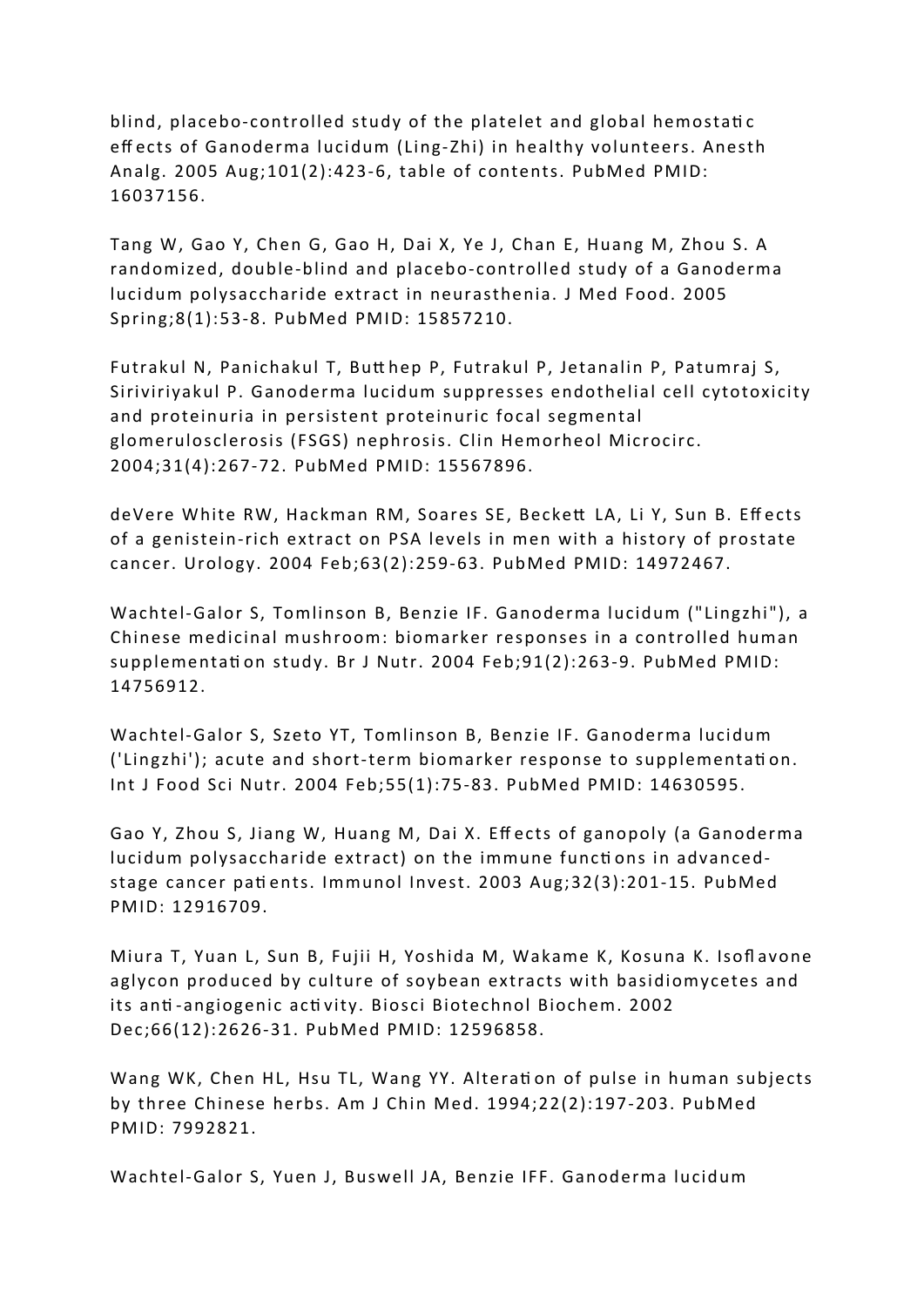blind, placebo-controlled study of the platelet and global hemostatic effects of Ganoderma lucidum (Ling-Zhi) in healthy volunteers. Anesth Analg. 2005 Aug;101(2):423-6, table of contents. PubMed PMID: 16037156.

Tang W, Gao Y, Chen G, Gao H, Dai X, Ye J, Chan E, Huang M, Zhou S. A randomized, double-blind and placebo-controlled study of a Ganoderma lucidum polysaccharide extract in neurasthenia. J Med Food. 2005 Spring;8(1):53-8. PubMed PMID: 15857210.

Futrakul N, Panichakul T, Butthep P, Futrakul P, Jetanalin P, Patumraj S, Siriviriyakul P. Ganoderma lucidum suppresses endothelial cell cytotoxicity and proteinuria in persistent proteinuric focal segmental glomerulosclerosis (FSGS) nephrosis. Clin Hemorheol Microcirc. 2004;31(4):267-72. PubMed PMID: 15567896.

deVere White RW, Hackman RM, Soares SE, Beckett LA, Li Y, Sun B. Effects of a genistein-rich extract on PSA levels in men with a history of prostate cancer. Urology. 2004 Feb;63(2):259-63. PubMed PMID: 14972467.

Wachtel-Galor S, Tomlinson B, Benzie IF. Ganoderma lucidum ("Lingzhi"), a Chinese medicinal mushroom: biomarker responses in a controlled human supplementation study. Br J Nutr. 2004 Feb;91(2):263-9. PubMed PMID: 14756912.

Wachtel-Galor S, Szeto YT, Tomlinson B, Benzie IF. Ganoderma lucidum ('Lingzhi'); acute and short-term biomarker response to supplementation. Int J Food Sci Nutr. 2004 Feb;55(1):75-83. PubMed PMID: 14630595.

Gao Y, Zhou S, Jiang W, Huang M, Dai X. Effects of ganopoly (a Ganoderma lucidum polysaccharide extract) on the immune functions in advanced-stage cancer patients. Immunol Invest. 2003 Aug;32(3):201-15. PubMed PMID: 12916709.

Miura T, Yuan L, Sun B, Fujii H, Yoshida M, Wakame K, Kosuna K. Isoflavone aglycon produced by culture of soybean extracts with basidiomycetes and its anti-angiogenic activity. Biosci Biotechnol Biochem. 2002 Dec;66(12):2626-31. PubMed PMID: 12596858.

Wang WK, Chen HL, Hsu TL, Wang YY. Alteration of pulse in human subjects by three Chinese herbs. Am J Chin Med. 1994;22(2):197-203. PubMed PMID: 7992821.

Wachtel-Galor S, Yuen J, Buswell JA, Benzie IFF. Ganoderma lucidum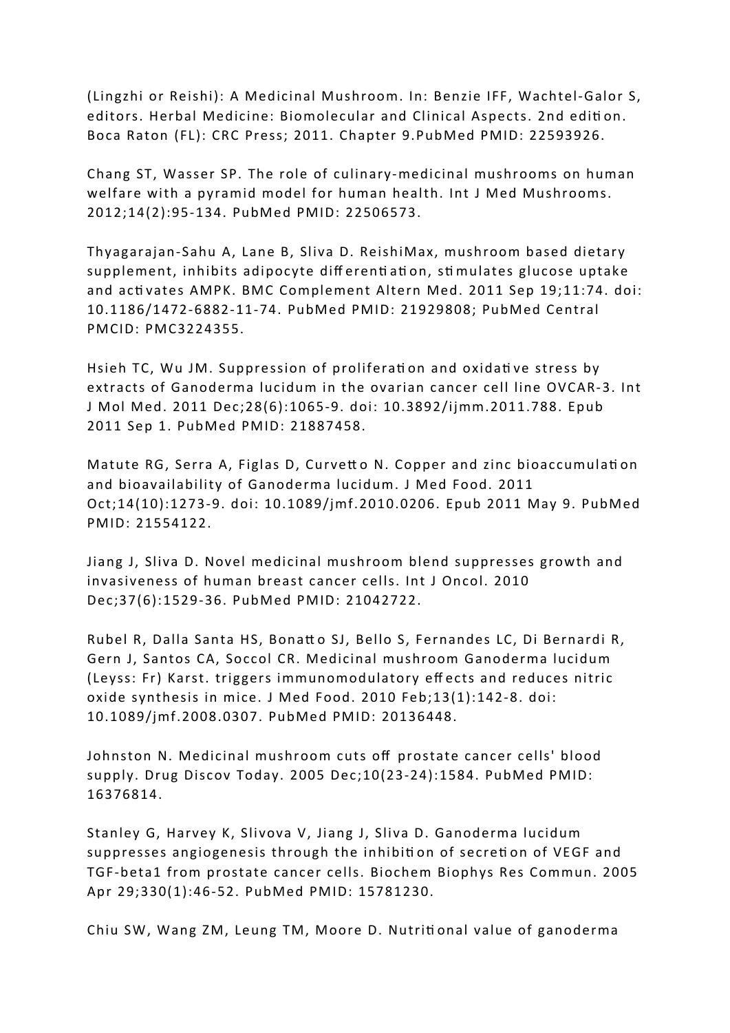(Lingzhi or Reishi): A Medicinal Mushroom. In: Benzie IFF, Wachtel-Galor S, editors. Herbal Medicine: Biomolecular and Clinical Aspects. 2nd edition. Boca Raton (FL): CRC Press; 2011. Chapter 9.PubMed PMID: 22593926.

Chang ST, Wasser SP. The role of culinary-medicinal mushrooms on human welfare with a pyramid model for human health. Int J Med Mushrooms. 2012;14(2):95-134. PubMed PMID: 22506573.

Thyagarajan-Sahu A, Lane B, Sliva D. ReishiMax, mushroom based dietary supplement, inhibits adipocyte differentiation, stimulates glucose uptake and activates AMPK. BMC Complement Altern Med. 2011 Sep 19;11:74. doi: 10.1186/1472-6882-11-74. PubMed PMID: 21929808; PubMed Central PMCID: PMC3224355.

Hsieh TC, Wu JM. Suppression of proliferation and oxidative stress by extracts of Ganoderma lucidum in the ovarian cancer cell line OVCAR-3. Int J Mol Med. 2011 Dec;28(6):1065-9. doi: 10.3892/ijmm.2011.788. Epub 2011 Sep 1. PubMed PMID: 21887458.

Matute RG, Serra A, Figlas D, Curvetto N. Copper and zinc bioaccumulation and bioavailability of Ganoderma lucidum. J Med Food. 2011 Oct;14(10):1273-9. doi: 10.1089/jmf.2010.0206. Epub 2011 May 9. PubMed PMID: 21554122.

Jiang J, Sliva D. Novel medicinal mushroom blend suppresses growth and invasiveness of human breast cancer cells. Int J Oncol. 2010 Dec;37(6):1529-36. PubMed PMID: 21042722.

Rubel R, Dalla Santa HS, Bonatto SJ, Bello S, Fernandes LC, Di Bernardi R, Gern J, Santos CA, Soccol CR. Medicinal mushroom Ganoderma lucidum (Leyss: Fr) Karst. triggers immunomodulatory effects and reduces nitric oxide synthesis in mice. J Med Food. 2010 Feb;13(1):142-8. doi: 10.1089/jmf.2008.0307. PubMed PMID: 20136448.

Johnston N. Medicinal mushroom cuts off prostate cancer cells' blood supply. Drug Discov Today. 2005 Dec;10(23-24):1584. PubMed PMID: 16376814.

Stanley G, Harvey K, Slivova V, Jiang J, Sliva D. Ganoderma lucidum suppresses angiogenesis through the inhibition of secretion of VEGF and TGF-beta1 from prostate cancer cells. Biochem Biophys Res Commun. 2005 Apr 29;330(1):46-52. PubMed PMID: 15781230.

Chiu SW, Wang ZM, Leung TM, Moore D. Nutritional value of ganoderma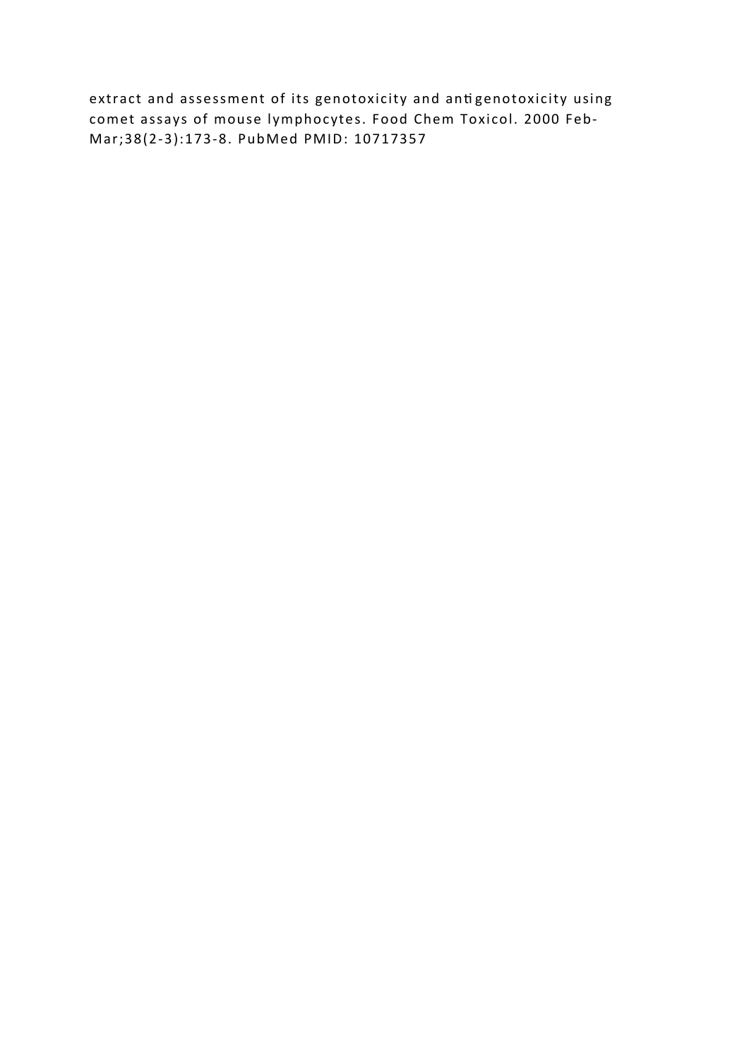extract and assessment of its genotoxicity and antigenotoxicity using comet assays of mouse lymphocytes. Food Chem Toxicol. 2000 Feb-Mar;38(2-3):173-8. PubMed PMID: 10717357